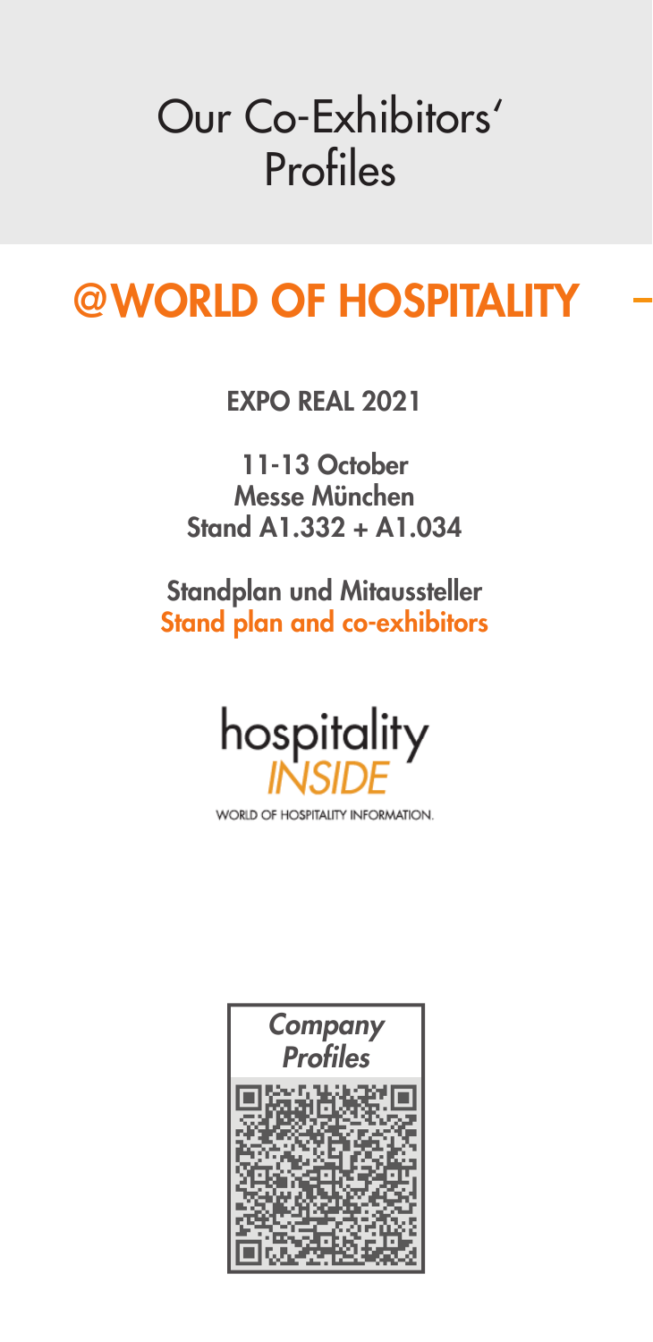# Our Co-Exhibitors' Profiles

## @WORLD OF HOSPITALITY

**EXPO REAL 2021**

**11-13 October**
**Messe München**
**Stand A1.332 + A1.034**

**Standplan und Mitaussteller**
**Stand plan and co-exhibitors**

hospitality *INSIDE*

WORLD OF HOSPITALITY INFORMATION.

***Company Profiles***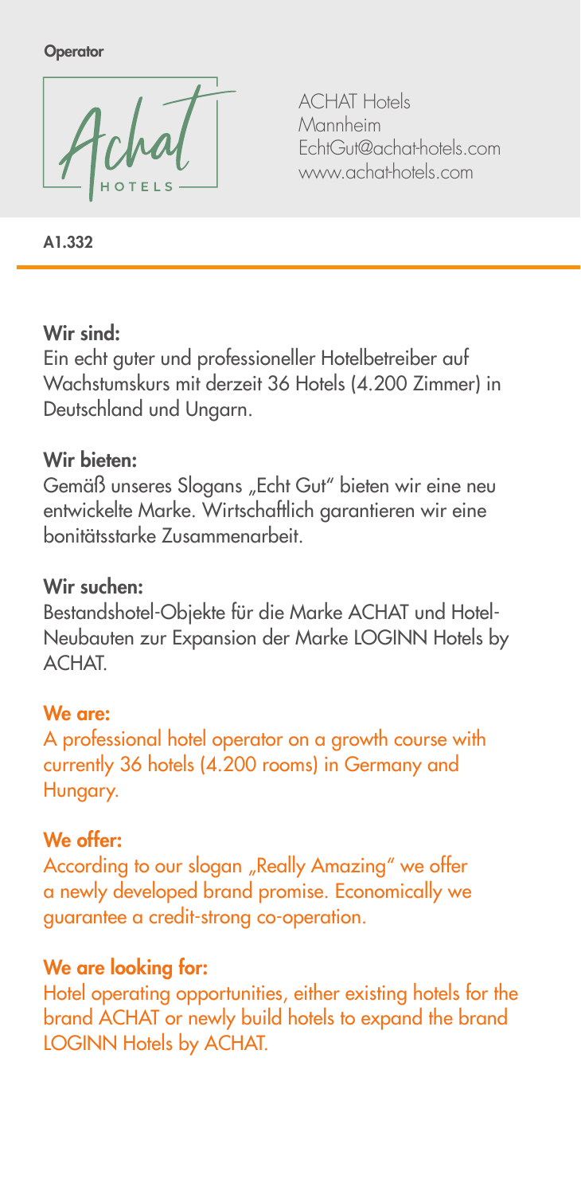**Operator**

ACHAT Hotels
Mannheim
EchtGut@achat-hotels.com
www.achat-hotels.com

**A1.332**

### Wir sind:

Ein echt guter und professioneller Hotelbetreiber auf Wachstumskurs mit derzeit 36 Hotels (4.200 Zimmer) in Deutschland und Ungarn.

### Wir bieten:

Gemäß unseres Slogans „Echt Gut" bieten wir eine neu entwickelte Marke. Wirtschaftlich garantieren wir eine bonitätsstarke Zusammenarbeit.

### Wir suchen:

Bestandshotel-Objekte für die Marke ACHAT und Hotel-Neubauten zur Expansion der Marke LOGINN Hotels by ACHAT.

### We are:

A professional hotel operator on a growth course with currently 36 hotels (4.200 rooms) in Germany and Hungary.

### We offer:

According to our slogan „Really Amazing" we offer a newly developed brand promise. Economically we guarantee a credit-strong co-operation.

### We are looking for:

Hotel operating opportunities, either existing hotels for the brand ACHAT or newly build hotels to expand the brand LOGINN Hotels by ACHAT.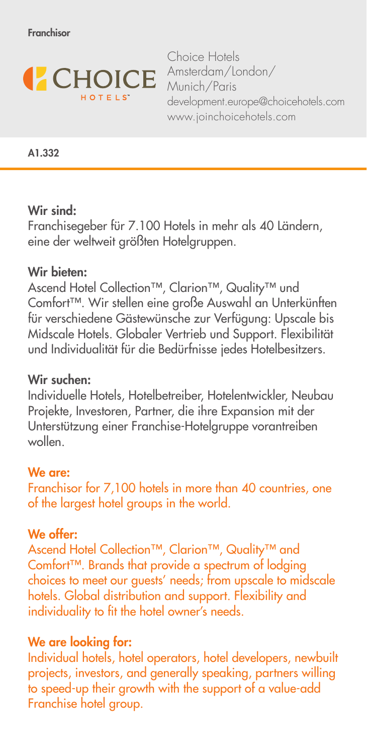**Franchisor**

CHOICE HOTELS

Choice Hotels
Amsterdam/London/
Munich/Paris
development.europe@choicehotels.com
www.joinchoicehotels.com

**A1.332**

**Wir sind:**
Franchisegeber für 7.100 Hotels in mehr als 40 Ländern, eine der weltweit größten Hotelgruppen.

**Wir bieten:**
Ascend Hotel Collection™, Clarion™, Quality™ und Comfort™. Wir stellen eine große Auswahl an Unterkünften für verschiedene Gästewünsche zur Verfügung: Upscale bis Midscale Hotels. Globaler Vertrieb und Support. Flexibilität und Individualität für die Bedürfnisse jedes Hotelbesitzers.

**Wir suchen:**
Individuelle Hotels, Hotelbetreiber, Hotelentwickler, Neubau Projekte, Investoren, Partner, die ihre Expansion mit der Unterstützung einer Franchise-Hotelgruppe vorantreiben wollen.

**We are:**
Franchisor for 7,100 hotels in more than 40 countries, one of the largest hotel groups in the world.

**We offer:**
Ascend Hotel Collection™, Clarion™, Quality™ and Comfort™. Brands that provide a spectrum of lodging choices to meet our guests' needs; from upscale to midscale hotels. Global distribution and support. Flexibility and individuality to fit the hotel owner's needs.

**We are looking for:**
Individual hotels, hotel operators, hotel developers, newbuilt projects, investors, and generally speaking, partners willing to speed-up their growth with the support of a value-add Franchise hotel group.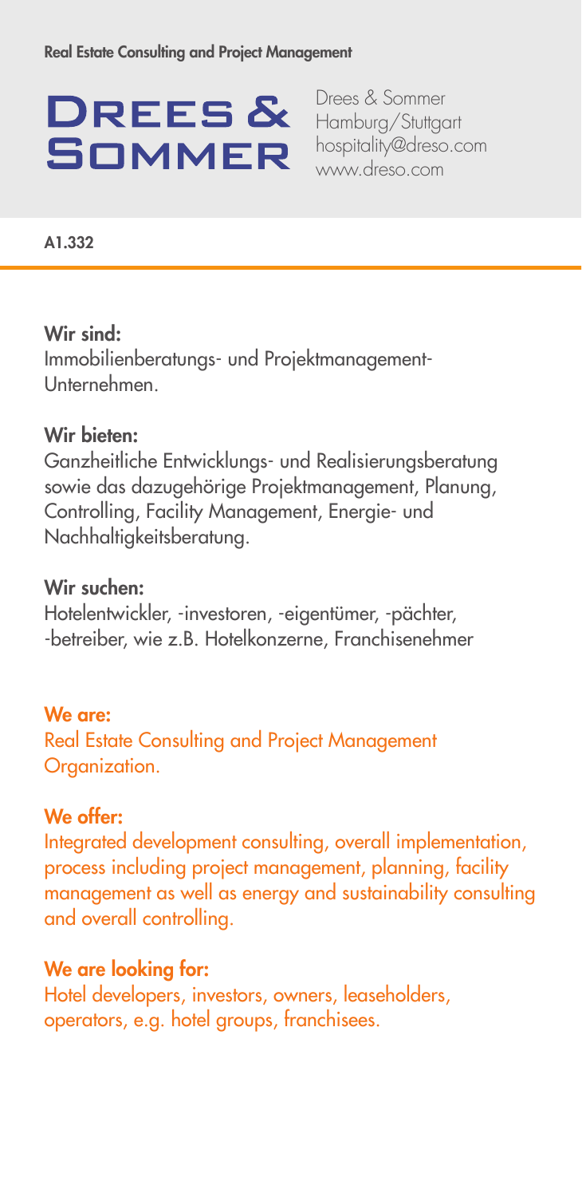Real Estate Consulting and Project Management

# Drees & Sommer

Drees & Sommer
Hamburg/Stuttgart
hospitality@dreso.com
www.dreso.com

A1.332

**Wir sind:**
Immobilienberatungs- und Projektmanagement-Unternehmen.

**Wir bieten:**
Ganzheitliche Entwicklungs- und Realisierungsberatung sowie das dazugehörige Projektmanagement, Planung, Controlling, Facility Management, Energie- und Nachhaltigkeitsberatung.

**Wir suchen:**
Hotelentwickler, -investoren, -eigentümer, -pächter, -betreiber, wie z.B. Hotelkonzerne, Franchisenehmer

**We are:**
Real Estate Consulting and Project Management Organization.

**We offer:**
Integrated development consulting, overall implementation, process including project management, planning, facility management as well as energy and sustainability consulting and overall controlling.

**We are looking for:**
Hotel developers, investors, owners, leaseholders, operators, e.g. hotel groups, franchisees.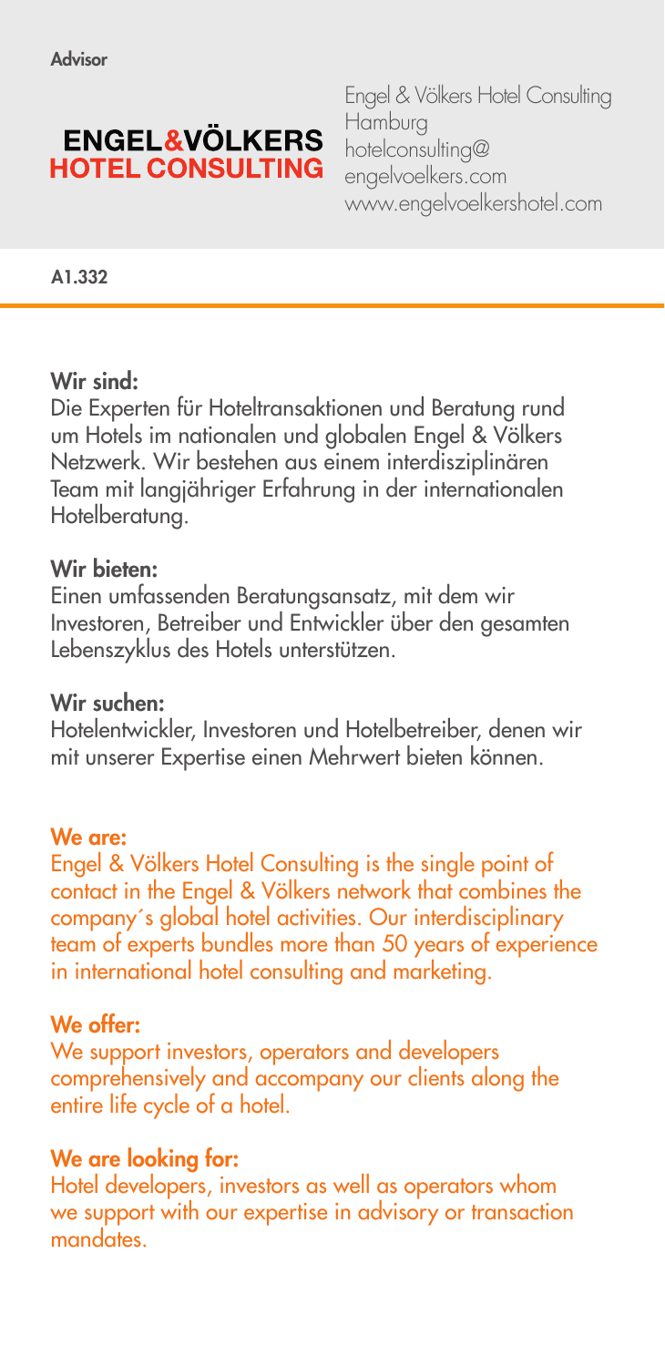**Advisor**

**ENGEL&VÖLKERS HOTEL CONSULTING**

Engel & Völkers Hotel Consulting
Hamburg
hotelconsulting@
engelvoelkers.com
www.engelvoelkershotel.com

**A1.332**

**Wir sind:**
Die Experten für Hoteltransaktionen und Beratung rund um Hotels im nationalen und globalen Engel & Völkers Netzwerk. Wir bestehen aus einem interdisziplinären Team mit langjähriger Erfahrung in der internationalen Hotelberatung.

**Wir bieten:**
Einen umfassenden Beratungsansatz, mit dem wir Investoren, Betreiber und Entwickler über den gesamten Lebenszyklus des Hotels unterstützen.

**Wir suchen:**
Hotelentwickler, Investoren und Hotelbetreiber, denen wir mit unserer Expertise einen Mehrwert bieten können.

**We are:**
Engel & Völkers Hotel Consulting is the single point of contact in the Engel & Völkers network that combines the company´s global hotel activities. Our interdisciplinary team of experts bundles more than 50 years of experience in international hotel consulting and marketing.

**We offer:**
We support investors, operators and developers comprehensively and accompany our clients along the entire life cycle of a hotel.

**We are looking for:**
Hotel developers, investors as well as operators whom we support with our expertise in advisory or transaction mandates.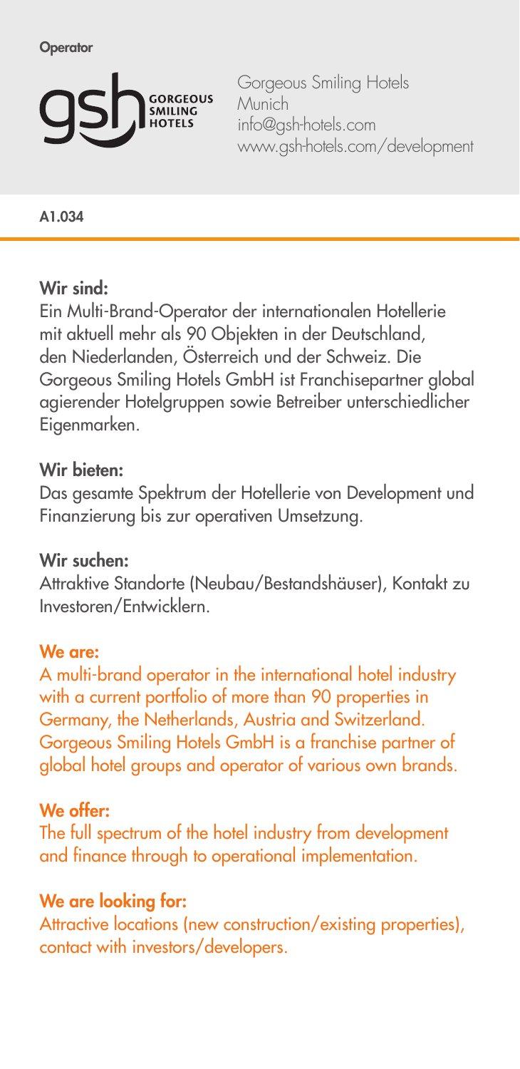**Operator**

gsh GORGEOUS SMILING HOTELS

Gorgeous Smiling Hotels
Munich
info@gsh-hotels.com
www.gsh-hotels.com/development

**A1.034**

**Wir sind:**
Ein Multi-Brand-Operator der internationalen Hotellerie mit aktuell mehr als 90 Objekten in der Deutschland, den Niederlanden, Österreich und der Schweiz. Die Gorgeous Smiling Hotels GmbH ist Franchisepartner global agierender Hotelgruppen sowie Betreiber unterschiedlicher Eigenmarken.

**Wir bieten:**
Das gesamte Spektrum der Hotellerie von Development und Finanzierung bis zur operativen Umsetzung.

**Wir suchen:**
Attraktive Standorte (Neubau/Bestandshäuser), Kontakt zu Investoren/Entwicklern.

**We are:**
A multi-brand operator in the international hotel industry with a current portfolio of more than 90 properties in Germany, the Netherlands, Austria and Switzerland. Gorgeous Smiling Hotels GmbH is a franchise partner of global hotel groups and operator of various own brands.

**We offer:**
The full spectrum of the hotel industry from development and finance through to operational implementation.

**We are looking for:**
Attractive locations (new construction/existing properties), contact with investors/developers.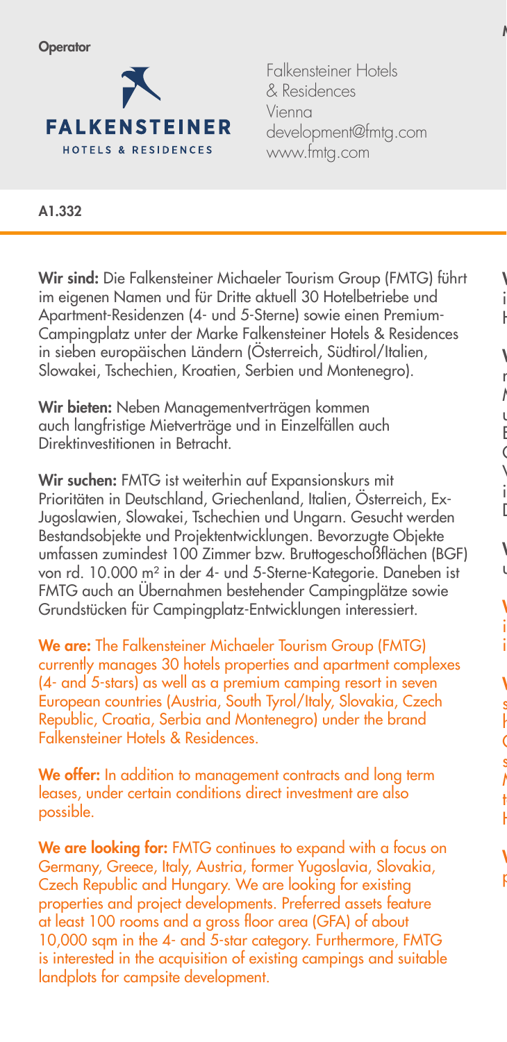**Operator**

FALKENSTEINER
HOTELS & RESIDENCES

Falkensteiner Hotels
& Residences
Vienna
development@fmtg.com
www.fmtg.com

**A1.332**

**Wir sind:** Die Falkensteiner Michaeler Tourism Group (FMTG) führt im eigenen Namen und für Dritte aktuell 30 Hotelbetriebe und Apartment-Residenzen (4- und 5-Sterne) sowie einen Premium-Campingplatz unter der Marke Falkensteiner Hotels & Residences in sieben europäischen Ländern (Österreich, Südtirol/Italien, Slowakei, Tschechien, Kroatien, Serbien und Montenegro).

**Wir bieten:** Neben Managementverträgen kommen auch langfristige Mietverträge und in Einzelfällen auch Direktinvestitionen in Betracht.

**Wir suchen:** FMTG ist weiterhin auf Expansionskurs mit Prioritäten in Deutschland, Griechenland, Italien, Österreich, Ex-Jugoslawien, Slowakei, Tschechien und Ungarn. Gesucht werden Bestandsobjekte und Projektentwicklungen. Bevorzugte Objekte umfassen zumindest 100 Zimmer bzw. Bruttogeschoßflächen (BGF) von rd. 10.000 m² in der 4- und 5-Sterne-Kategorie. Daneben ist FMTG auch an Übernahmen bestehender Campingplätze sowie Grundstücken für Campingplatz-Entwicklungen interessiert.

**We are:** The Falkensteiner Michaeler Tourism Group (FMTG) currently manages 30 hotels properties and apartment complexes (4- and 5-stars) as well as a premium camping resort in seven European countries (Austria, South Tyrol/Italy, Slovakia, Czech Republic, Croatia, Serbia and Montenegro) under the brand Falkensteiner Hotels & Residences.

**We offer:** In addition to management contracts and long term leases, under certain conditions direct investment are also possible.

**We are looking for:** FMTG continues to expand with a focus on Germany, Greece, Italy, Austria, former Yugoslavia, Slovakia, Czech Republic and Hungary. We are looking for existing properties and project developments. Preferred assets feature at least 100 rooms and a gross floor area (GFA) of about 10,000 sqm in the 4- and 5-star category. Furthermore, FMTG is interested in the acquisition of existing campings and suitable landplots for campsite development.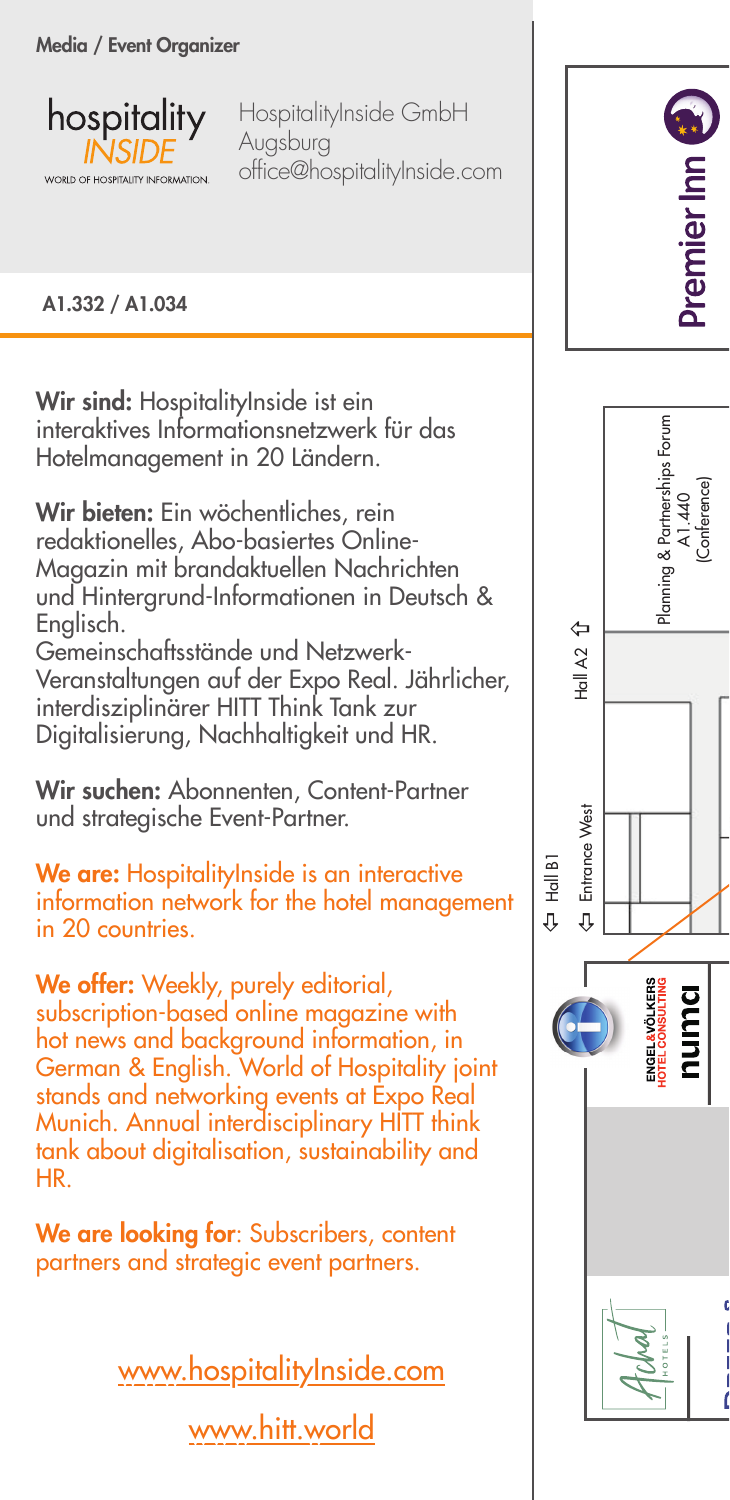**Media / Event Organizer**

hospitality INSIDE
WORLD OF HOSPITALITY INFORMATION

HospitalityInside GmbH
Augsburg
office@hospitalityInside.com

**A1.332 / A1.034**

**Wir sind:** HospitalityInside ist ein interaktives Informationsnetzwerk für das Hotelmanagement in 20 Ländern.

**Wir bieten:** Ein wöchentliches, rein redaktionelles, Abo-basiertes Online-Magazin mit brandaktuellen Nachrichten und Hintergrund-Informationen in Deutsch & Englisch.
Gemeinschaftsstände und Netzwerk-Veranstaltungen auf der Expo Real. Jährlicher, interdisziplinärer HITT Think Tank zur Digitalisierung, Nachhaltigkeit und HR.

**Wir suchen:** Abonnenten, Content-Partner und strategische Event-Partner.

**We are:** HospitalityInside is an interactive information network for the hotel management in 20 countries.

**We offer:** Weekly, purely editorial, subscription-based online magazine with hot news and background information, in German & English. World of Hospitality joint stands and networking events at Expo Real Munich. Annual interdisciplinary HITT think tank about digitalisation, sustainability and HR.

**We are looking for**: Subscribers, content partners and strategic event partners.

www.hospitalityInside.com

www.hitt.world

Premier Inn

Planning & Partnerships Forum
A1.440
(Conference)

Hall A2

Hall B1

Entrance West

ENGEL&VÖLKERS HOTEL CONSULTING

numa

Achat HOTELS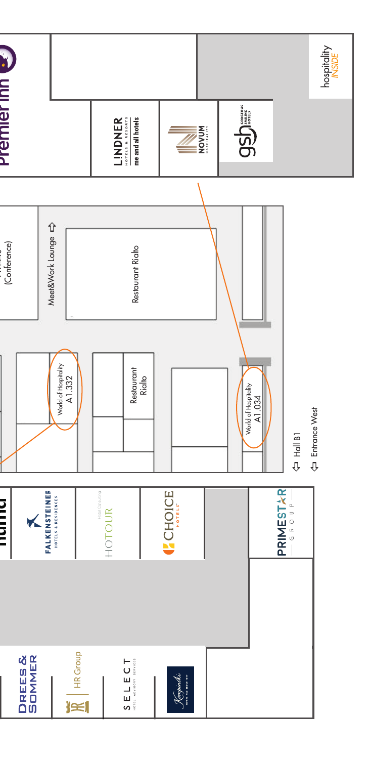Premier Inn

hospitality INSIDE

LINDNER HOTELS & RESORTS
me and all hotels

NOVUM HOSPITALITY

gsh GORGEOUS SMILING HOTELS

(Conference)

Meet&Work Lounge

Restaurant Rialto

World of Hospitality
A1.332

Restaurant
Rialto

World of Hospitality
A1.034

Hall B1

Entrance West

FALKENSTEINER HOTELS & RESIDENCES

Hotel Consulting
HOTOUR

CHOICE HOTELS

PRIMESTAR GROUP

DREES & SOMMER

HR Group

SELECT HOTEL ADVISORY SERVICES

Kempinski HOTELIERS SINCE 1897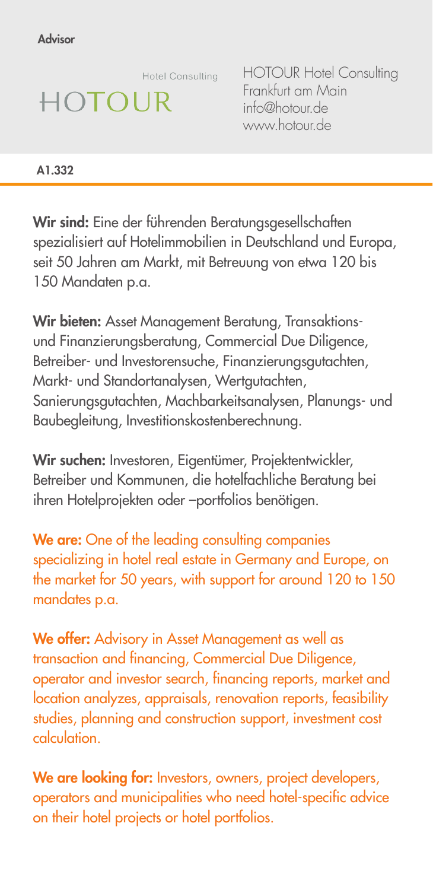**Advisor**

Hotel Consulting

HOTOUR

HOTOUR Hotel Consulting
Frankfurt am Main
info@hotour.de
www.hotour.de

**A1.332**

**Wir sind:** Eine der führenden Beratungsgesellschaften spezialisiert auf Hotelimmobilien in Deutschland und Europa, seit 50 Jahren am Markt, mit Betreuung von etwa 120 bis 150 Mandaten p.a.

**Wir bieten:** Asset Management Beratung, Transaktions- und Finanzierungsberatung, Commercial Due Diligence, Betreiber- und Investorensuche, Finanzierungsgutachten, Markt- und Standortanalysen, Wertgutachten, Sanierungsgutachten, Machbarkeitsanalysen, Planungs- und Baubegleitung, Investitionskostenberechnung.

**Wir suchen:** Investoren, Eigentümer, Projektentwickler, Betreiber und Kommunen, die hotelfachliche Beratung bei ihren Hotelprojekten oder –portfolios benötigen.

**We are:** One of the leading consulting companies specializing in hotel real estate in Germany and Europe, on the market for 50 years, with support for around 120 to 150 mandates p.a.

**We offer:** Advisory in Asset Management as well as transaction and financing, Commercial Due Diligence, operator and investor search, financing reports, market and location analyzes, appraisals, renovation reports, feasibility studies, planning and construction support, investment cost calculation.

**We are looking for:** Investors, owners, project developers, operators and municipalities who need hotel-specific advice on their hotel projects or hotel portfolios.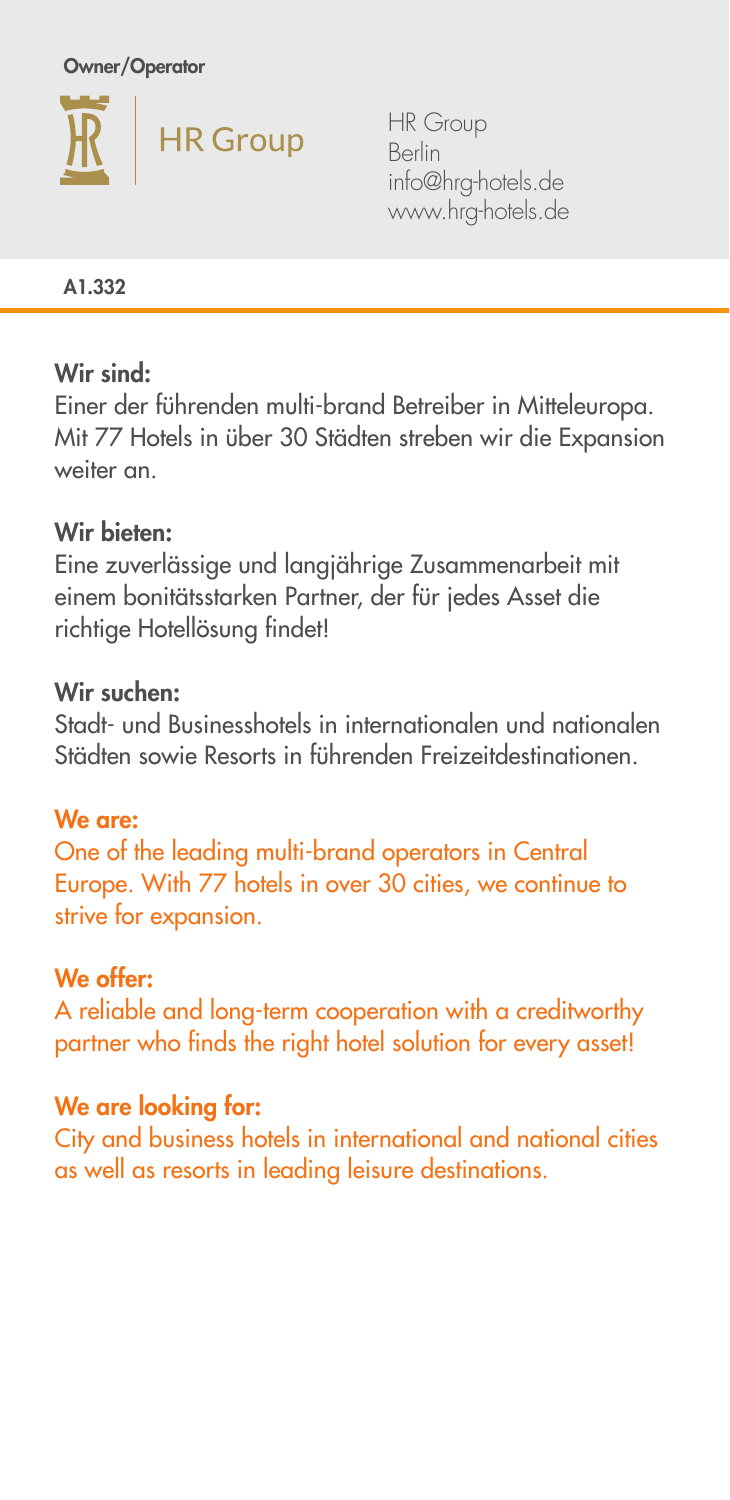**Owner/Operator**

HR Group

HR Group
Berlin
info@hrg-hotels.de
www.hrg-hotels.de

**A1.332**

**Wir sind:**
Einer der führenden multi-brand Betreiber in Mitteleuropa. Mit 77 Hotels in über 30 Städten streben wir die Expansion weiter an.

**Wir bieten:**
Eine zuverlässige und langjährige Zusammenarbeit mit einem bonitätsstarken Partner, der für jedes Asset die richtige Hotellösung findet!

**Wir suchen:**
Stadt- und Businesshotels in internationalen und nationalen Städten sowie Resorts in führenden Freizeitdestinationen.

**We are:**
One of the leading multi-brand operators in Central Europe. With 77 hotels in over 30 cities, we continue to strive for expansion.

**We offer:**
A reliable and long-term cooperation with a creditworthy partner who finds the right hotel solution for every asset!

**We are looking for:**
City and business hotels in international and national cities as well as resorts in leading leisure destinations.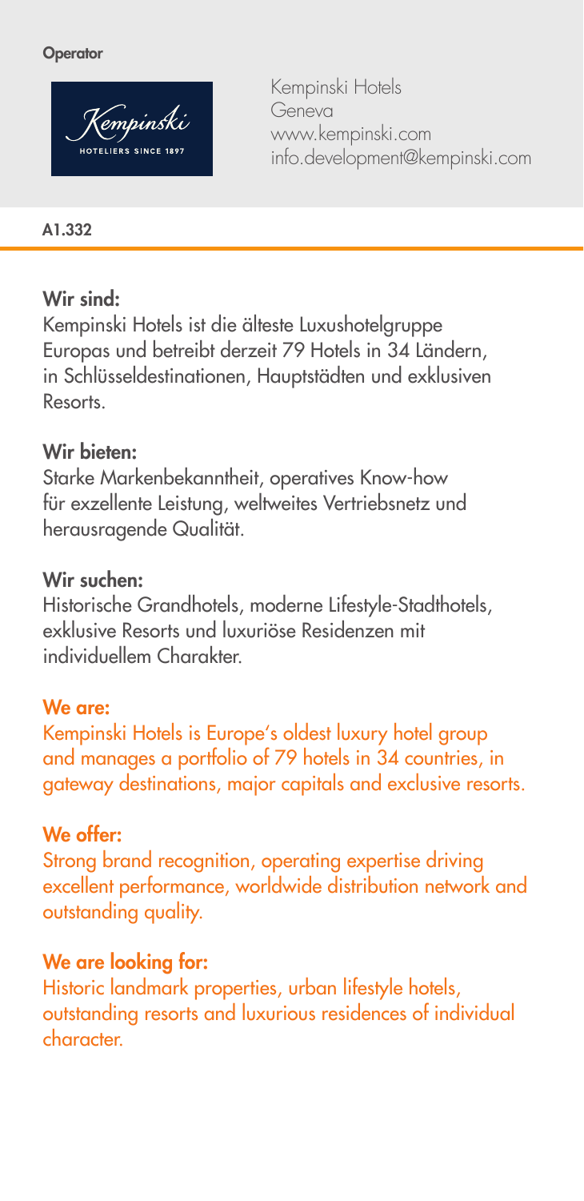**Operator**

Kempinski Hotels
Geneva
www.kempinski.com
info.development@kempinski.com

**A1.332**

**Wir sind:**
Kempinski Hotels ist die älteste Luxushotelgruppe Europas und betreibt derzeit 79 Hotels in 34 Ländern, in Schlüsseldestinationen, Hauptstädten und exklusiven Resorts.

**Wir bieten:**
Starke Markenbekanntheit, operatives Know-how für exzellente Leistung, weltweites Vertriebsnetz und herausragende Qualität.

**Wir suchen:**
Historische Grandhotels, moderne Lifestyle-Stadthotels, exklusive Resorts und luxuriöse Residenzen mit individuellem Charakter.

**We are:**
Kempinski Hotels is Europe's oldest luxury hotel group and manages a portfolio of 79 hotels in 34 countries, in gateway destinations, major capitals and exclusive resorts.

**We offer:**
Strong brand recognition, operating expertise driving excellent performance, worldwide distribution network and outstanding quality.

**We are looking for:**
Historic landmark properties, urban lifestyle hotels, outstanding resorts and luxurious residences of individual character.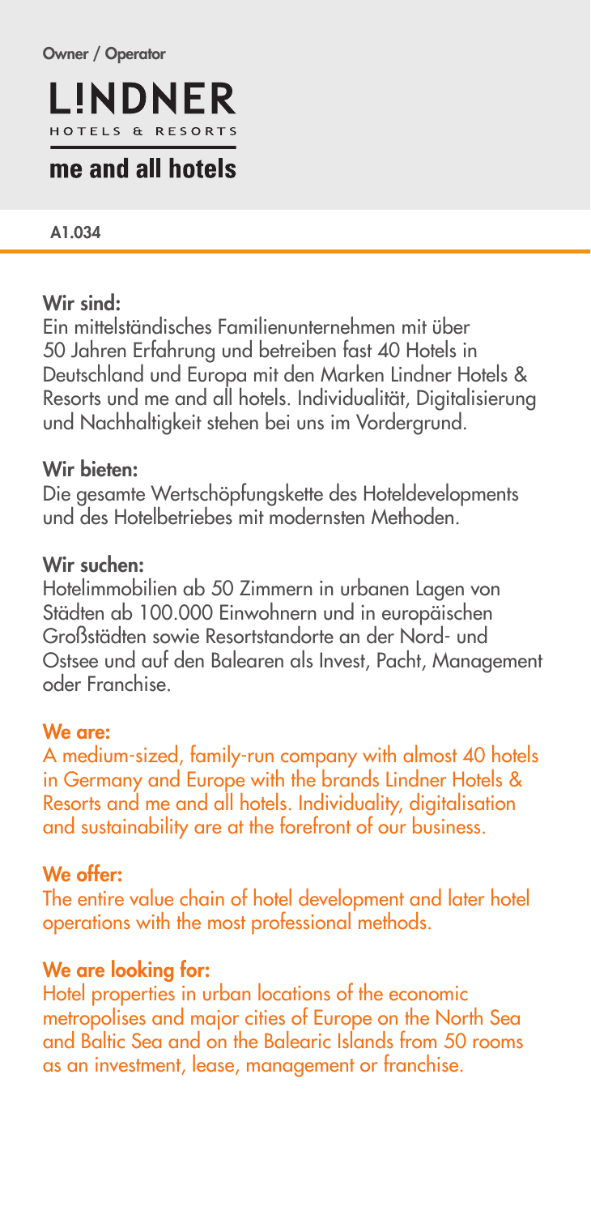Owner / Operator

LINDNER
HOTELS & RESORTS

me and all hotels

A1.034

**Wir sind:**
Ein mittelständisches Familienunternehmen mit über 50 Jahren Erfahrung und betreiben fast 40 Hotels in Deutschland und Europa mit den Marken Lindner Hotels & Resorts und me and all hotels. Individualität, Digitalisierung und Nachhaltigkeit stehen bei uns im Vordergrund.

**Wir bieten:**
Die gesamte Wertschöpfungskette des Hoteldevelopments und des Hotelbetriebes mit modernsten Methoden.

**Wir suchen:**
Hotelimmobilien ab 50 Zimmern in urbanen Lagen von Städten ab 100.000 Einwohnern und in europäischen Großstädten sowie Resortstandorte an der Nord- und Ostsee und auf den Balearen als Invest, Pacht, Management oder Franchise.

**We are:**
A medium-sized, family-run company with almost 40 hotels in Germany and Europe with the brands Lindner Hotels & Resorts and me and all hotels. Individuality, digitalisation and sustainability are at the forefront of our business.

**We offer:**
The entire value chain of hotel development and later hotel operations with the most professional methods.

**We are looking for:**
Hotel properties in urban locations of the economic metropolises and major cities of Europe on the North Sea and Baltic Sea and on the Balearic Islands from 50 rooms as an investment, lease, management or franchise.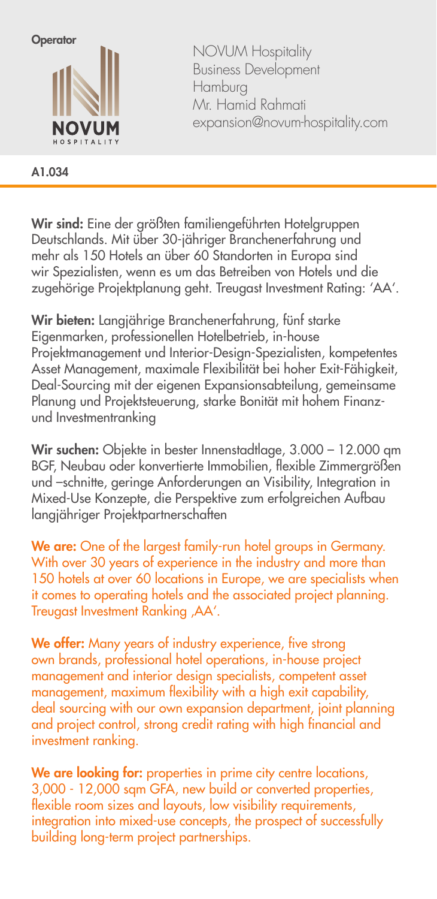**Operator**

NOVUM Hospitality
Business Development
Hamburg
Mr. Hamid Rahmati
expansion@novum-hospitality.com

**A1.034**

**Wir sind:** Eine der größten familiengeführten Hotelgruppen Deutschlands. Mit über 30-jähriger Branchenerfahrung und mehr als 150 Hotels an über 60 Standorten in Europa sind wir Spezialisten, wenn es um das Betreiben von Hotels und die zugehörige Projektplanung geht. Treugast Investment Rating: 'AA'.

**Wir bieten:** Langjährige Branchenerfahrung, fünf starke Eigenmarken, professionellen Hotelbetrieb, in-house Projektmanagement und Interior-Design-Spezialisten, kompetentes Asset Management, maximale Flexibilität bei hoher Exit-Fähigkeit, Deal-Sourcing mit der eigenen Expansionsabteilung, gemeinsame Planung und Projektsteuerung, starke Bonität mit hohem Finanz- und Investmentranking

**Wir suchen:** Objekte in bester Innenstadtlage, 3.000 – 12.000 qm BGF, Neubau oder konvertierte Immobilien, flexible Zimmergrößen und –schnitte, geringe Anforderungen an Visibility, Integration in Mixed-Use Konzepte, die Perspektive zum erfolgreichen Aufbau langjähriger Projektpartnerschaften

**We are:** One of the largest family-run hotel groups in Germany. With over 30 years of experience in the industry and more than 150 hotels at over 60 locations in Europe, we are specialists when it comes to operating hotels and the associated project planning. Treugast Investment Ranking ‚AA'.

**We offer:** Many years of industry experience, five strong own brands, professional hotel operations, in-house project management and interior design specialists, competent asset management, maximum flexibility with a high exit capability, deal sourcing with our own expansion department, joint planning and project control, strong credit rating with high financial and investment ranking.

**We are looking for:** properties in prime city centre locations, 3,000 - 12,000 sqm GFA, new build or converted properties, flexible room sizes and layouts, low visibility requirements, integration into mixed-use concepts, the prospect of successfully building long-term project partnerships.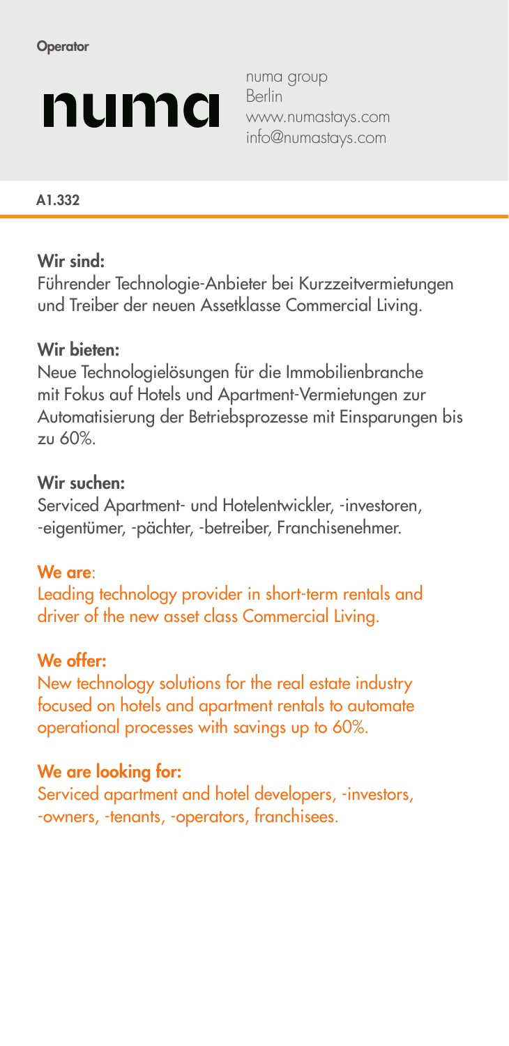**Operator**

# numa

numa group
Berlin
www.numastays.com
info@numastays.com

**A1.332**

**Wir sind:**
Führender Technologie-Anbieter bei Kurzzeitvermietungen und Treiber der neuen Assetklasse Commercial Living.

**Wir bieten:**
Neue Technologielösungen für die Immobilienbranche mit Fokus auf Hotels und Apartment-Vermietungen zur Automatisierung der Betriebsprozesse mit Einsparungen bis zu 60%.

**Wir suchen:**
Serviced Apartment- und Hotelentwickler, -investoren, -eigentümer, -pächter, -betreiber, Franchisenehmer.

**We are**:
Leading technology provider in short-term rentals and driver of the new asset class Commercial Living.

**We offer:**
New technology solutions for the real estate industry focused on hotels and apartment rentals to automate operational processes with savings up to 60%.

**We are looking for:**
Serviced apartment and hotel developers, -investors, -owners, -tenants, -operators, franchisees.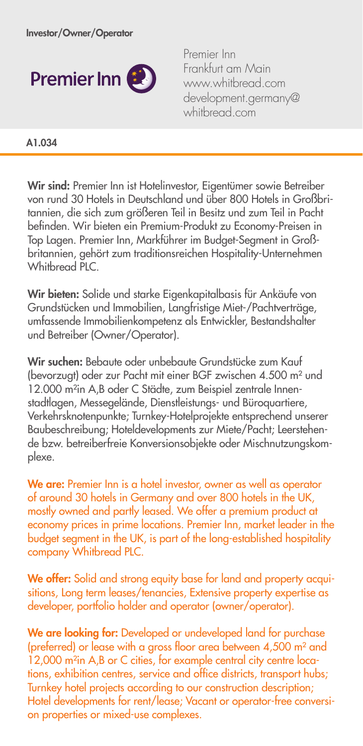**Investor/Owner/Operator**

Premier Inn

Premier Inn
Frankfurt am Main
www.whitbread.com
development.germany@whitbread.com

**A1.034**

**Wir sind:** Premier Inn ist Hotelinvestor, Eigentümer sowie Betreiber von rund 30 Hotels in Deutschland und über 800 Hotels in Großbritannien, die sich zum größeren Teil in Besitz und zum Teil in Pacht befinden. Wir bieten ein Premium-Produkt zu Economy-Preisen in Top Lagen. Premier Inn, Markführer im Budget-Segment in Großbritannien, gehört zum traditionsreichen Hospitality-Unternehmen Whitbread PLC.

**Wir bieten:** Solide und starke Eigenkapitalbasis für Ankäufe von Grundstücken und Immobilien, Langfristige Miet-/Pachtverträge, umfassende Immobilienkompetenz als Entwickler, Bestandshalter und Betreiber (Owner/Operator).

**Wir suchen:** Bebaute oder unbebaute Grundstücke zum Kauf (bevorzugt) oder zur Pacht mit einer BGF zwischen 4.500 m² und 12.000 m²in A,B oder C Städte, zum Beispiel zentrale Innenstadtlagen, Messegelände, Dienstleistungs- und Büroquartiere, Verkehrsknotenpunkte; Turnkey-Hotelprojekte entsprechend unserer Baubeschreibung; Hoteldevelopments zur Miete/Pacht; Leerstehende bzw. betreiberfreie Konversionsobjekte oder Mischnutzungskomplexe.

**We are:** Premier Inn is a hotel investor, owner as well as operator of around 30 hotels in Germany and over 800 hotels in the UK, mostly owned and partly leased. We offer a premium product at economy prices in prime locations. Premier Inn, market leader in the budget segment in the UK, is part of the long-established hospitality company Whitbread PLC.

**We offer:** Solid and strong equity base for land and property acquisitions, Long term leases/tenancies, Extensive property expertise as developer, portfolio holder and operator (owner/operator).

**We are looking for:** Developed or undeveloped land for purchase (preferred) or lease with a gross floor area between 4,500 m² and 12,000 m²in A,B or C cities, for example central city centre locations, exhibition centres, service and office districts, transport hubs; Turnkey hotel projects according to our construction description; Hotel developments for rent/lease; Vacant or operator-free conversion properties or mixed-use complexes.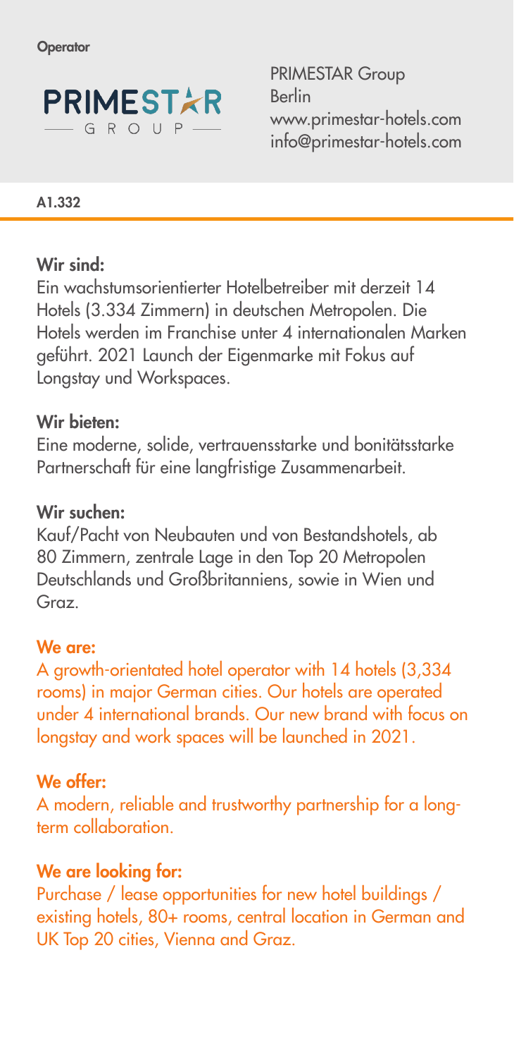**Operator**

PRIMESTAR Group
Berlin
www.primestar-hotels.com
info@primestar-hotels.com

**A1.332**

**Wir sind:**

Ein wachstumsorientierter Hotelbetreiber mit derzeit 14 Hotels (3.334 Zimmern) in deutschen Metropolen. Die Hotels werden im Franchise unter 4 internationalen Marken geführt. 2021 Launch der Eigenmarke mit Fokus auf Longstay und Workspaces.

**Wir bieten:**

Eine moderne, solide, vertrauensstarke und bonitätsstarke Partnerschaft für eine langfristige Zusammenarbeit.

**Wir suchen:**

Kauf/Pacht von Neubauten und von Bestandshotels, ab 80 Zimmern, zentrale Lage in den Top 20 Metropolen Deutschlands und Großbritanniens, sowie in Wien und Graz.

**We are:**

A growth-orientated hotel operator with 14 hotels (3,334 rooms) in major German cities. Our hotels are operated under 4 international brands. Our new brand with focus on longstay and work spaces will be launched in 2021.

**We offer:**

A modern, reliable and trustworthy partnership for a long-term collaboration.

**We are looking for:**

Purchase / lease opportunities for new hotel buildings / existing hotels, 80+ rooms, central location in German and UK Top 20 cities, Vienna and Graz.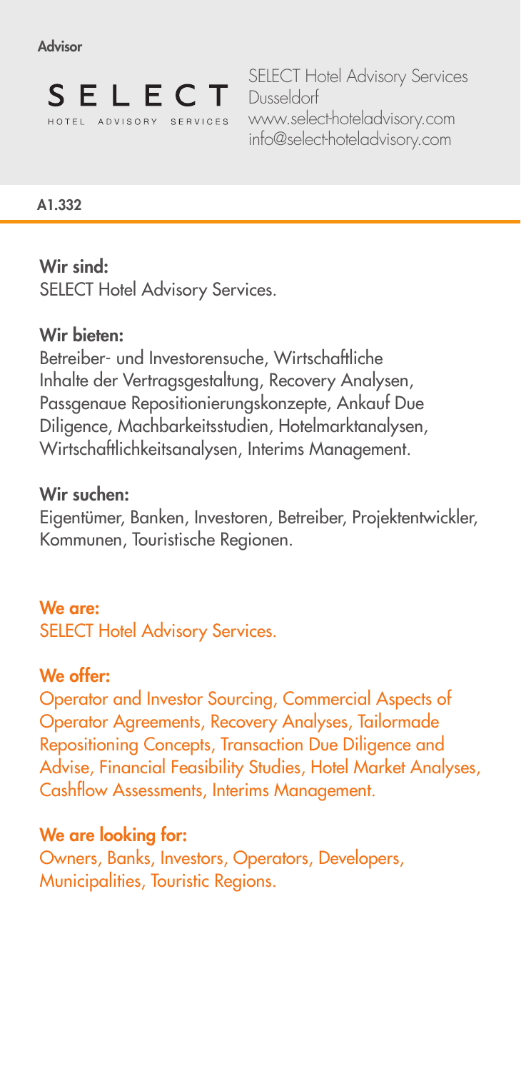**Advisor**

SELECT
HOTEL ADVISORY SERVICES

SELECT Hotel Advisory Services
Dusseldorf
www.select-hoteladvisory.com
info@select-hoteladvisory.com

**A1.332**

**Wir sind:**
SELECT Hotel Advisory Services.

**Wir bieten:**
Betreiber- und Investorensuche, Wirtschaftliche Inhalte der Vertragsgestaltung, Recovery Analysen, Passgenaue Repositionierungskonzepte, Ankauf Due Diligence, Machbarkeitsstudien, Hotelmarktanalysen, Wirtschaftlichkeitsanalysen, Interims Management.

**Wir suchen:**
Eigentümer, Banken, Investoren, Betreiber, Projektentwickler, Kommunen, Touristische Regionen.

**We are:**
SELECT Hotel Advisory Services.

**We offer:**
Operator and Investor Sourcing, Commercial Aspects of Operator Agreements, Recovery Analyses, Tailormade Repositioning Concepts, Transaction Due Diligence and Advise, Financial Feasibility Studies, Hotel Market Analyses, Cashflow Assessments, Interims Management.

**We are looking for:**
Owners, Banks, Investors, Operators, Developers, Municipalities, Touristic Regions.